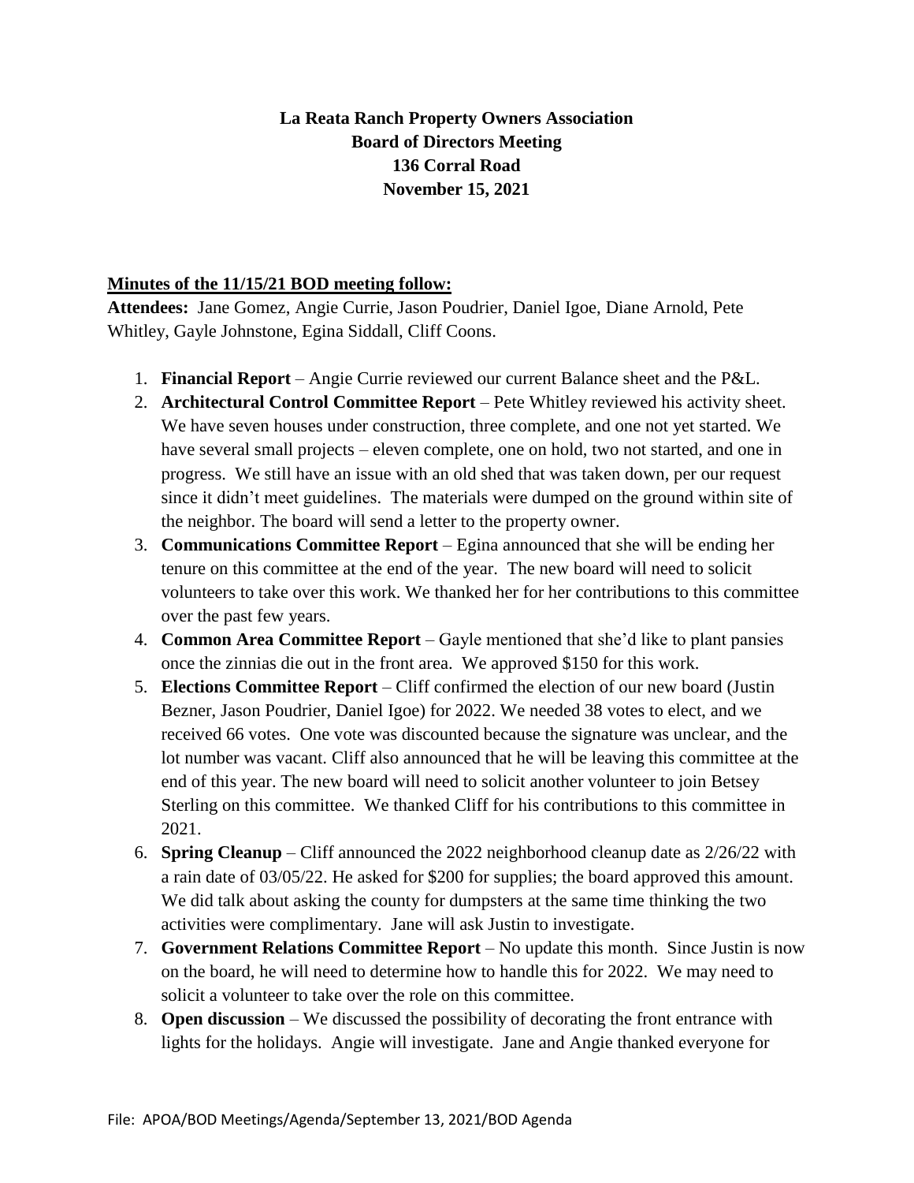# La Reata Ranch Property Owners Association
## Board of Directors Meeting
## 136 Corral Road
## November 15, 2021

**Minutes of the 11/15/21 BOD meeting follow:**

**Attendees:** Jane Gomez, Angie Currie, Jason Poudrier, Daniel Igoe, Diane Arnold, Pete Whitley, Gayle Johnstone, Egina Siddall, Cliff Coons.

1. **Financial Report** – Angie Currie reviewed our current Balance sheet and the P&L.
2. **Architectural Control Committee Report** – Pete Whitley reviewed his activity sheet. We have seven houses under construction, three complete, and one not yet started. We have several small projects – eleven complete, one on hold, two not started, and one in progress. We still have an issue with an old shed that was taken down, per our request since it didn't meet guidelines. The materials were dumped on the ground within site of the neighbor. The board will send a letter to the property owner.
3. **Communications Committee Report** – Egina announced that she will be ending her tenure on this committee at the end of the year. The new board will need to solicit volunteers to take over this work. We thanked her for her contributions to this committee over the past few years.
4. **Common Area Committee Report** – Gayle mentioned that she'd like to plant pansies once the zinnias die out in the front area. We approved $150 for this work.
5. **Elections Committee Report** – Cliff confirmed the election of our new board (Justin Bezner, Jason Poudrier, Daniel Igoe) for 2022. We needed 38 votes to elect, and we received 66 votes. One vote was discounted because the signature was unclear, and the lot number was vacant. Cliff also announced that he will be leaving this committee at the end of this year. The new board will need to solicit another volunteer to join Betsey Sterling on this committee. We thanked Cliff for his contributions to this committee in 2021.
6. **Spring Cleanup** – Cliff announced the 2022 neighborhood cleanup date as 2/26/22 with a rain date of 03/05/22. He asked for $200 for supplies; the board approved this amount. We did talk about asking the county for dumpsters at the same time thinking the two activities were complimentary. Jane will ask Justin to investigate.
7. **Government Relations Committee Report** – No update this month. Since Justin is now on the board, he will need to determine how to handle this for 2022. We may need to solicit a volunteer to take over the role on this committee.
8. **Open discussion** – We discussed the possibility of decorating the front entrance with lights for the holidays. Angie will investigate. Jane and Angie thanked everyone for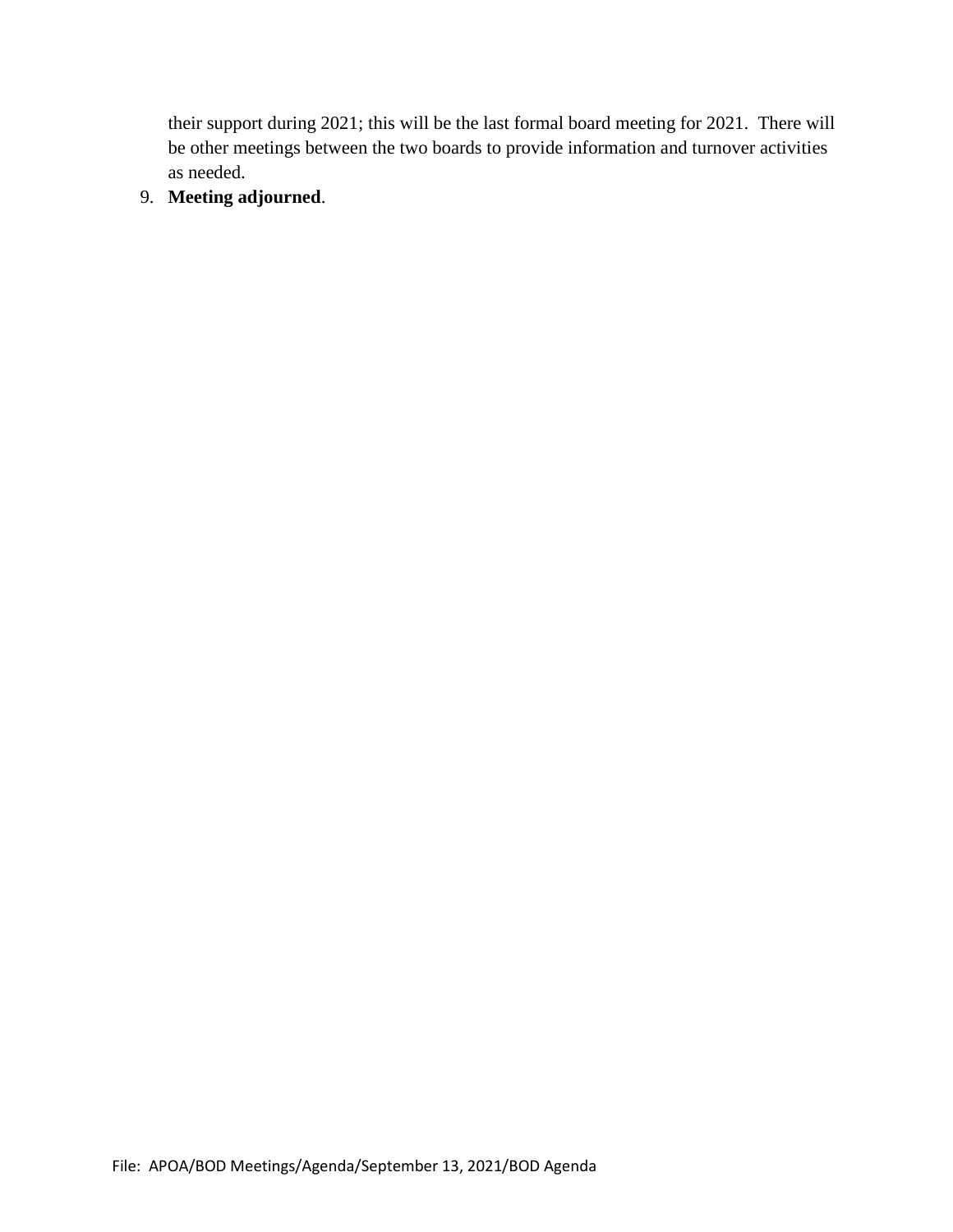their support during 2021; this will be the last formal board meeting for 2021. There will be other meetings between the two boards to provide information and turnover activities as needed.

9. **Meeting adjourned**.

File: APOA/BOD Meetings/Agenda/September 13, 2021/BOD Agenda